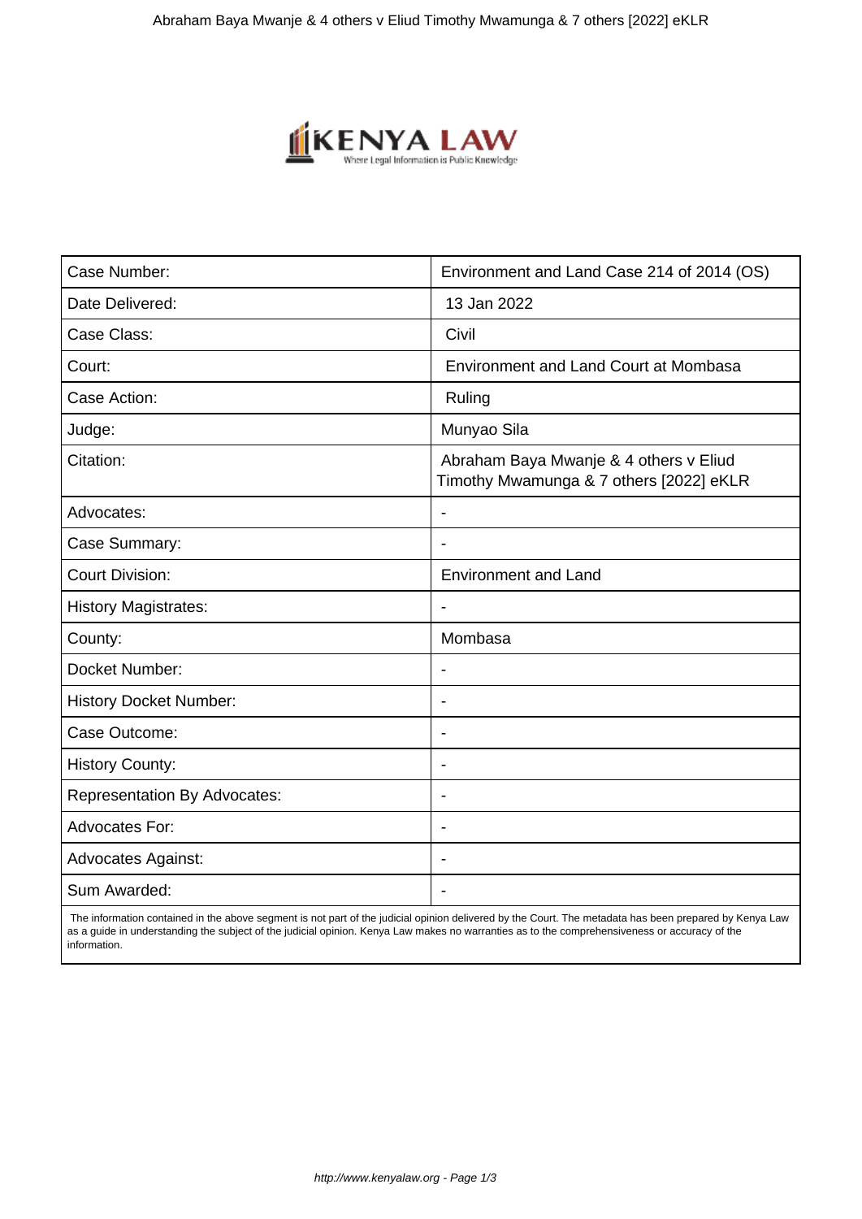| Case Number: | Environment and Land Case 214 of 2014 (OS) |
|---|---|
| Date Delivered: | 13 Jan 2022 |
| Case Class: | Civil |
| Court: | Environment and Land Court at Mombasa |
| Case Action: | Ruling |
| Judge: | Munyao Sila |
| Citation: | Abraham Baya Mwanje & 4 others v Eliud Timothy Mwamunga & 7 others [2022] eKLR |
| Advocates: | - |
| Case Summary: | - |
| Court Division: | Environment and Land |
| History Magistrates: | - |
| County: | Mombasa |
| Docket Number: | - |
| History Docket Number: | - |
| Case Outcome: | - |
| History County: | - |
| Representation By Advocates: | - |
| Advocates For: | - |
| Advocates Against: | - |
| Sum Awarded: | - |

The information contained in the above segment is not part of the judicial opinion delivered by the Court. The metadata has been prepared by Kenya Law as a guide in understanding the subject of the judicial opinion. Kenya Law makes no warranties as to the comprehensiveness or accuracy of the information.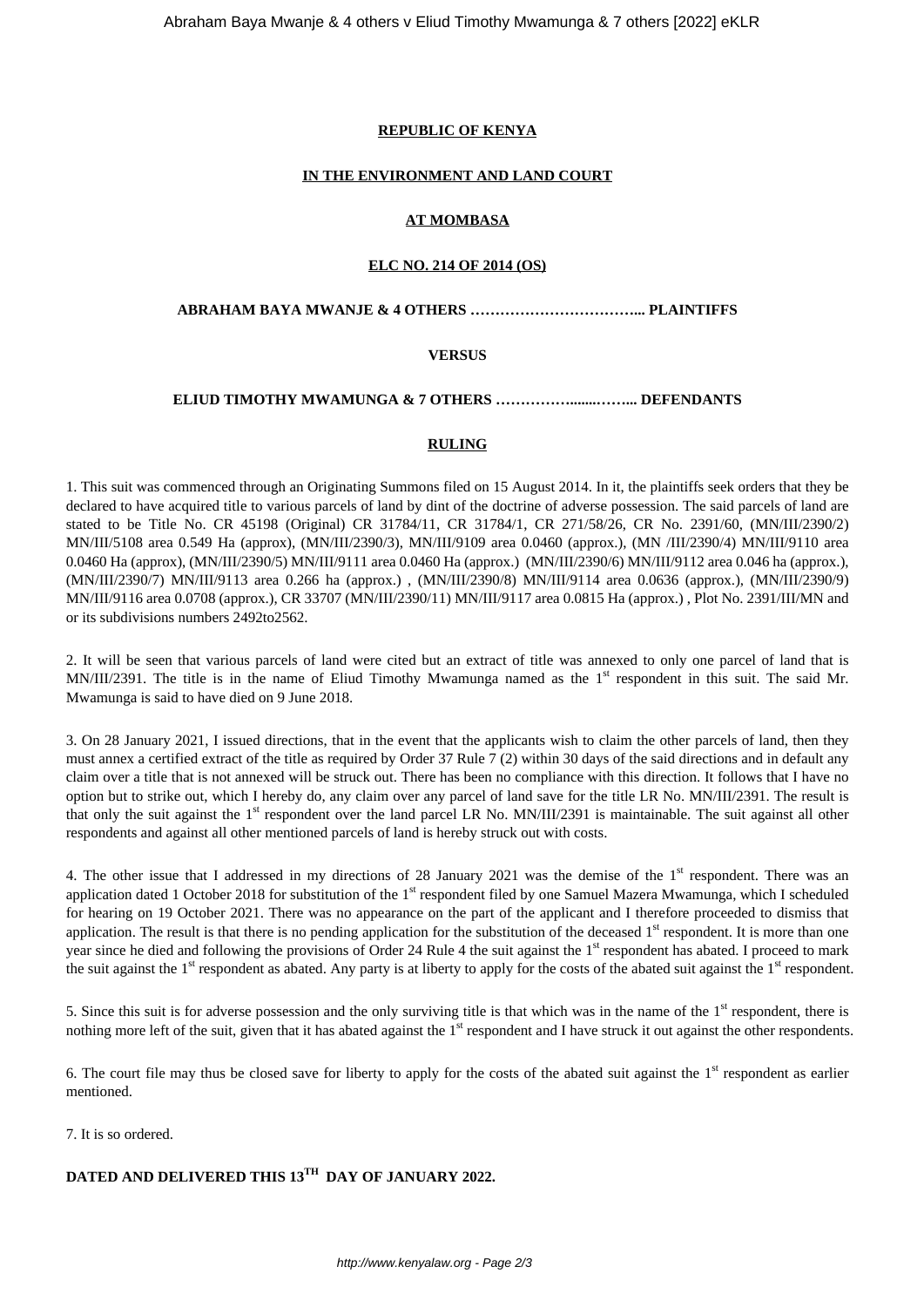**REPUBLIC OF KENYA**

**IN THE ENVIRONMENT AND LAND COURT**

**AT MOMBASA**

**ELC NO. 214 OF 2014 (OS)**

**ABRAHAM BAYA MWANJE & 4 OTHERS ……………………………... PLAINTIFFS**

**VERSUS**

**ELIUD TIMOTHY MWAMUNGA & 7 OTHERS …………….......……... DEFENDANTS**

**RULING**

1. This suit was commenced through an Originating Summons filed on 15 August 2014. In it, the plaintiffs seek orders that they be declared to have acquired title to various parcels of land by dint of the doctrine of adverse possession. The said parcels of land are stated to be Title No. CR 45198 (Original) CR 31784/11, CR 31784/1, CR 271/58/26, CR No. 2391/60, (MN/III/2390/2) MN/III/5108 area 0.549 Ha (approx), (MN/III/2390/3), MN/III/9109 area 0.0460 (approx.), (MN /III/2390/4) MN/III/9110 area 0.0460 Ha (approx), (MN/III/2390/5) MN/III/9111 area 0.0460 Ha (approx.) (MN/III/2390/6) MN/III/9112 area 0.046 ha (approx.), (MN/III/2390/7) MN/III/9113 area 0.266 ha (approx.) , (MN/III/2390/8) MN/III/9114 area 0.0636 (approx.), (MN/III/2390/9) MN/III/9116 area 0.0708 (approx.), CR 33707 (MN/III/2390/11) MN/III/9117 area 0.0815 Ha (approx.) , Plot No. 2391/III/MN and or its subdivisions numbers 2492to2562.

2. It will be seen that various parcels of land were cited but an extract of title was annexed to only one parcel of land that is MN/III/2391. The title is in the name of Eliud Timothy Mwamunga named as the 1st respondent in this suit. The said Mr. Mwamunga is said to have died on 9 June 2018.

3. On 28 January 2021, I issued directions, that in the event that the applicants wish to claim the other parcels of land, then they must annex a certified extract of the title as required by Order 37 Rule 7 (2) within 30 days of the said directions and in default any claim over a title that is not annexed will be struck out. There has been no compliance with this direction. It follows that I have no option but to strike out, which I hereby do, any claim over any parcel of land save for the title LR No. MN/III/2391. The result is that only the suit against the 1st respondent over the land parcel LR No. MN/III/2391 is maintainable. The suit against all other respondents and against all other mentioned parcels of land is hereby struck out with costs.

4. The other issue that I addressed in my directions of 28 January 2021 was the demise of the 1st respondent. There was an application dated 1 October 2018 for substitution of the 1st respondent filed by one Samuel Mazera Mwamunga, which I scheduled for hearing on 19 October 2021. There was no appearance on the part of the applicant and I therefore proceeded to dismiss that application. The result is that there is no pending application for the substitution of the deceased 1st respondent. It is more than one year since he died and following the provisions of Order 24 Rule 4 the suit against the 1st respondent has abated. I proceed to mark the suit against the 1st respondent as abated. Any party is at liberty to apply for the costs of the abated suit against the 1st respondent.

5. Since this suit is for adverse possession and the only surviving title is that which was in the name of the 1st respondent, there is nothing more left of the suit, given that it has abated against the 1st respondent and I have struck it out against the other respondents.

6. The court file may thus be closed save for liberty to apply for the costs of the abated suit against the 1st respondent as earlier mentioned.

7. It is so ordered.

**DATED AND DELIVERED THIS 13TH DAY OF JANUARY 2022.**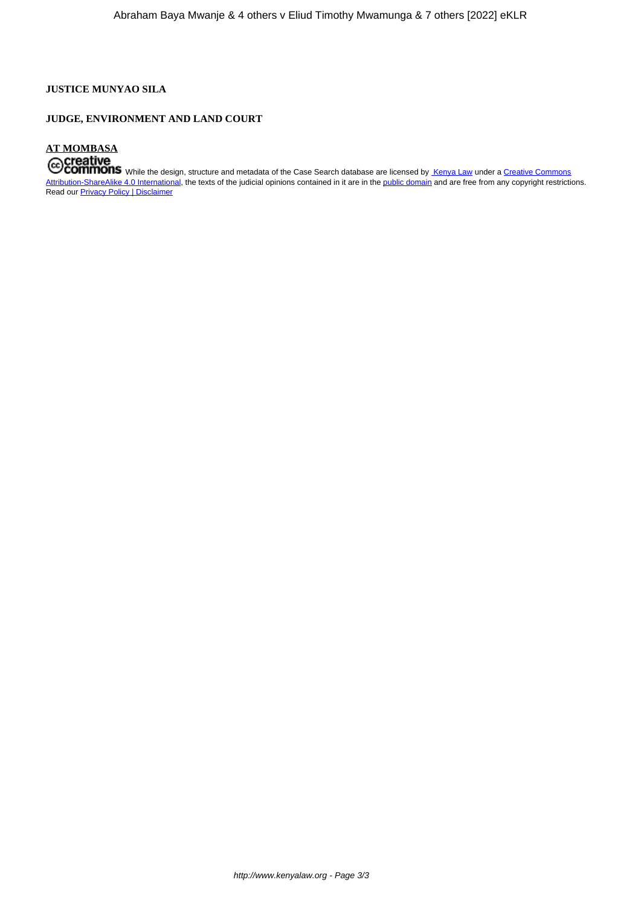**JUSTICE MUNYAO SILA**

**JUDGE, ENVIRONMENT AND LAND COURT**

**AT MOMBASA**

While the design, structure and metadata of the Case Search database are licensed by Kenya Law under a Creative Commons Attribution-ShareAlike 4.0 International, the texts of the judicial opinions contained in it are in the public domain and are free from any copyright restrictions. Read our Privacy Policy | Disclaimer